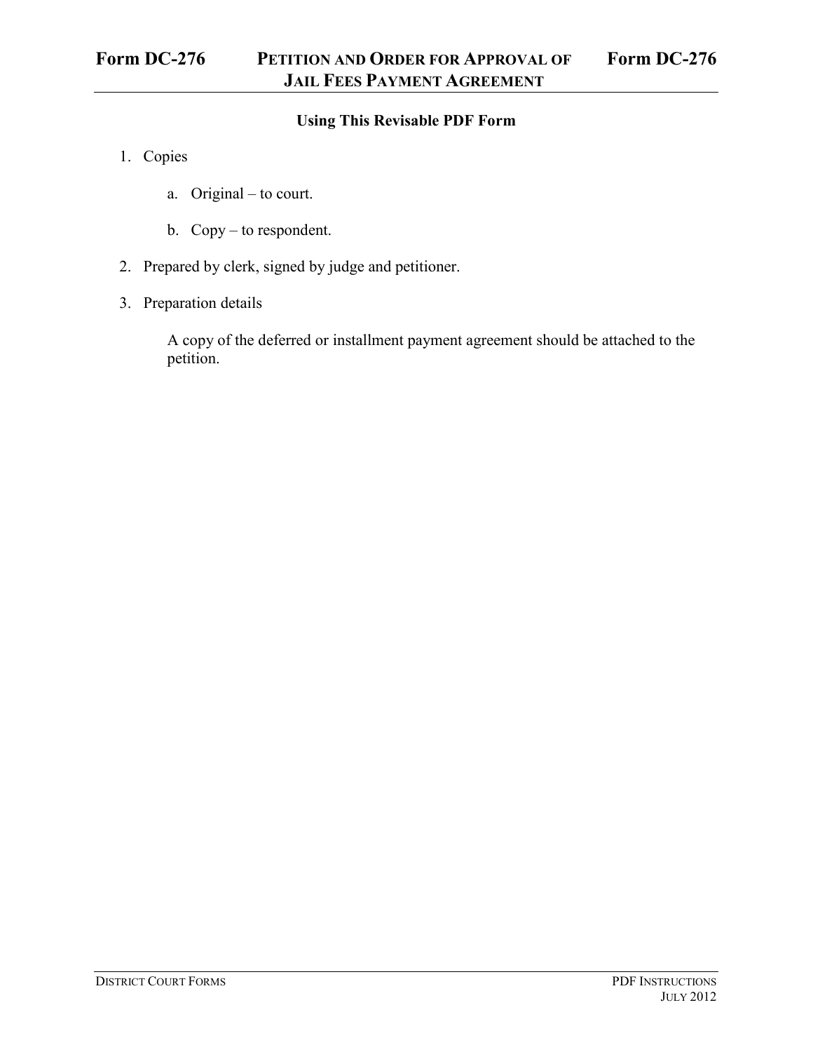# Form DC-276 PETITION AND ORDER FOR APPROVAL OF JAIL FEES PAYMENT AGREEMENT Form DC-276

### Using This Revisable PDF Form

1. Copies

   a. Original – to court.

   b. Copy – to respondent.

2. Prepared by clerk, signed by judge and petitioner.

3. Preparation details

   A copy of the deferred or installment payment agreement should be attached to the petition.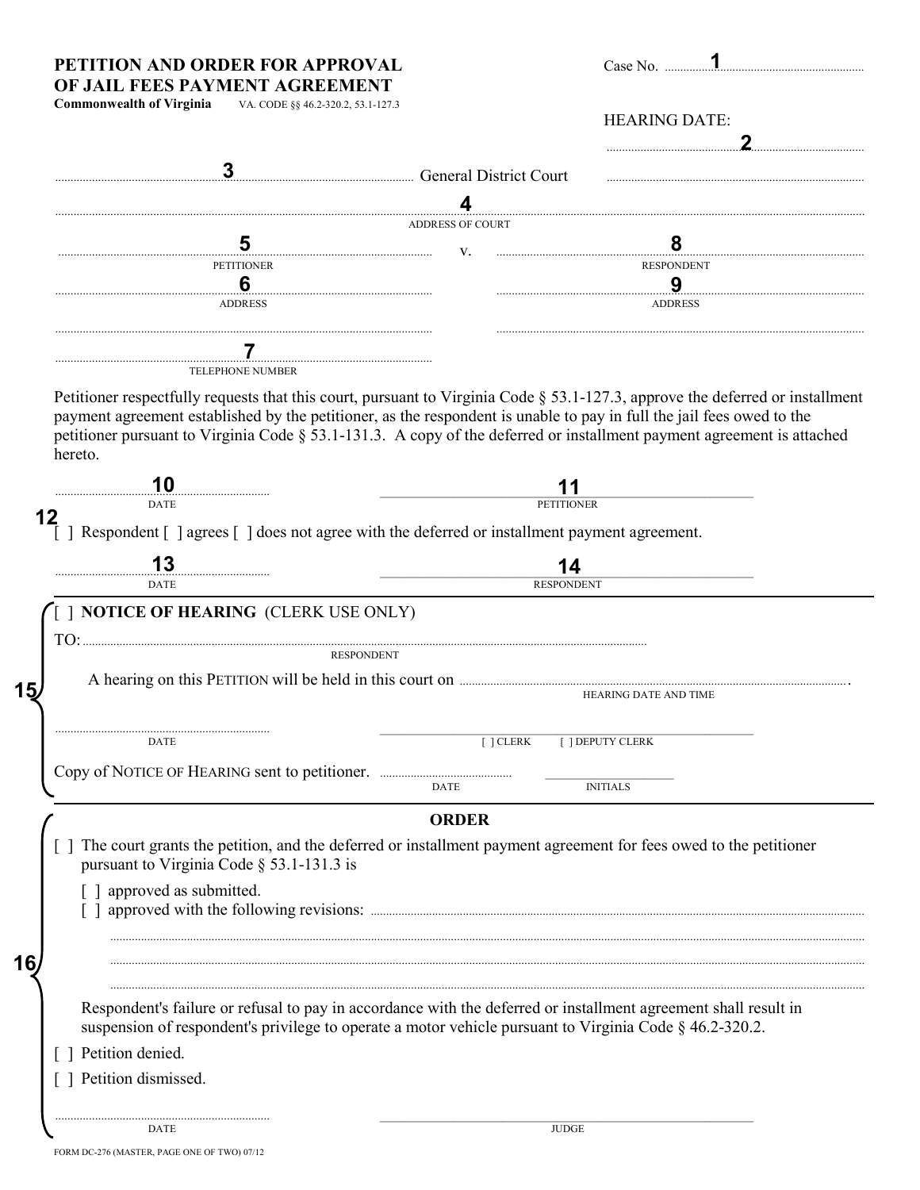**PETITION AND ORDER FOR APPROVAL OF JAIL FEES PAYMENT AGREEMENT**
**Commonwealth of Virginia** VA. CODE §§ 46.2-320.2, 53.1-127.3

Case No. ..........1..........

HEARING DATE:

..........2..........

..........3.......... General District Court ....................

..........4..........
ADDRESS OF COURT

| ..........5.......... | v. | ..........8.......... |
|---|---|---|
| PETITIONER | | RESPONDENT |
| ..........6.......... | | ..........9.......... |
| ADDRESS | | ADDRESS |
| .................... | | .................... |
| ..........7.......... | | |
| TELEPHONE NUMBER | | |

Petitioner respectfully requests that this court, pursuant to Virginia Code § 53.1-127.3, approve the deferred or installment payment agreement established by the petitioner, as the respondent is unable to pay in full the jail fees owed to the petitioner pursuant to Virginia Code § 53.1-131.3. A copy of the deferred or installment payment agreement is attached hereto.

..........10.......... ..........11..........
DATE PETITIONER

12
[ ] Respondent [ ] agrees [ ] does not agree with the deferred or installment payment agreement.

..........13.......... ..........14..........
DATE RESPONDENT

---

15

[ ] **NOTICE OF HEARING** (CLERK USE ONLY)

TO: ....................
RESPONDENT

A hearing on this PETITION will be held in this court on .................... .
HEARING DATE AND TIME

.................... ____________________
DATE [ ] CLERK [ ] DEPUTY CLERK

Copy of NOTICE OF HEARING sent to petitioner. .................... ____________________
DATE INITIALS

---

16

**ORDER**

[ ] The court grants the petition, and the deferred or installment payment agreement for fees owed to the petitioner pursuant to Virginia Code § 53.1-131.3 is

[ ] approved as submitted.
[ ] approved with the following revisions: ....................

....................

....................

....................

Respondent's failure or refusal to pay in accordance with the deferred or installment agreement shall result in suspension of respondent's privilege to operate a motor vehicle pursuant to Virginia Code § 46.2-320.2.

[ ] Petition denied.

[ ] Petition dismissed.

.................... ____________________
DATE JUDGE

FORM DC-276 (MASTER, PAGE ONE OF TWO) 07/12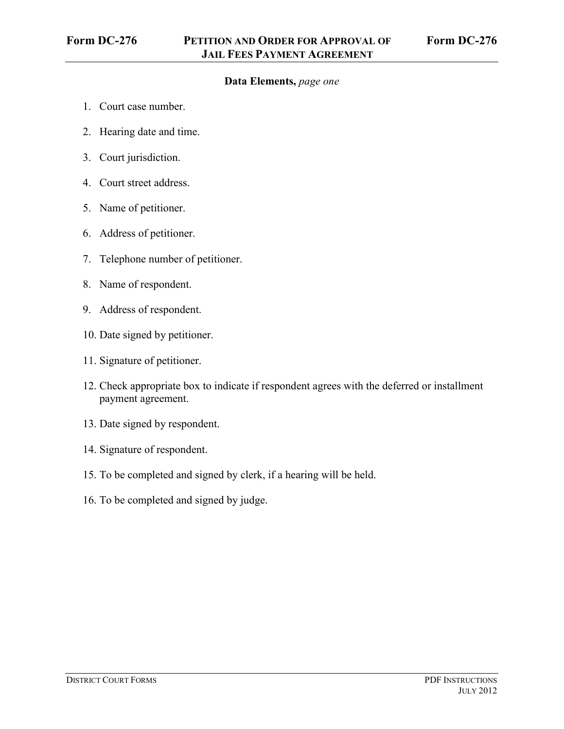# Form DC-276 — Petition and Order for Approval of Jail Fees Payment Agreement

**Data Elements,** *page one*

1. Court case number.
2. Hearing date and time.
3. Court jurisdiction.
4. Court street address.
5. Name of petitioner.
6. Address of petitioner.
7. Telephone number of petitioner.
8. Name of respondent.
9. Address of respondent.
10. Date signed by petitioner.
11. Signature of petitioner.
12. Check appropriate box to indicate if respondent agrees with the deferred or installment payment agreement.
13. Date signed by respondent.
14. Signature of respondent.
15. To be completed and signed by clerk, if a hearing will be held.
16. To be completed and signed by judge.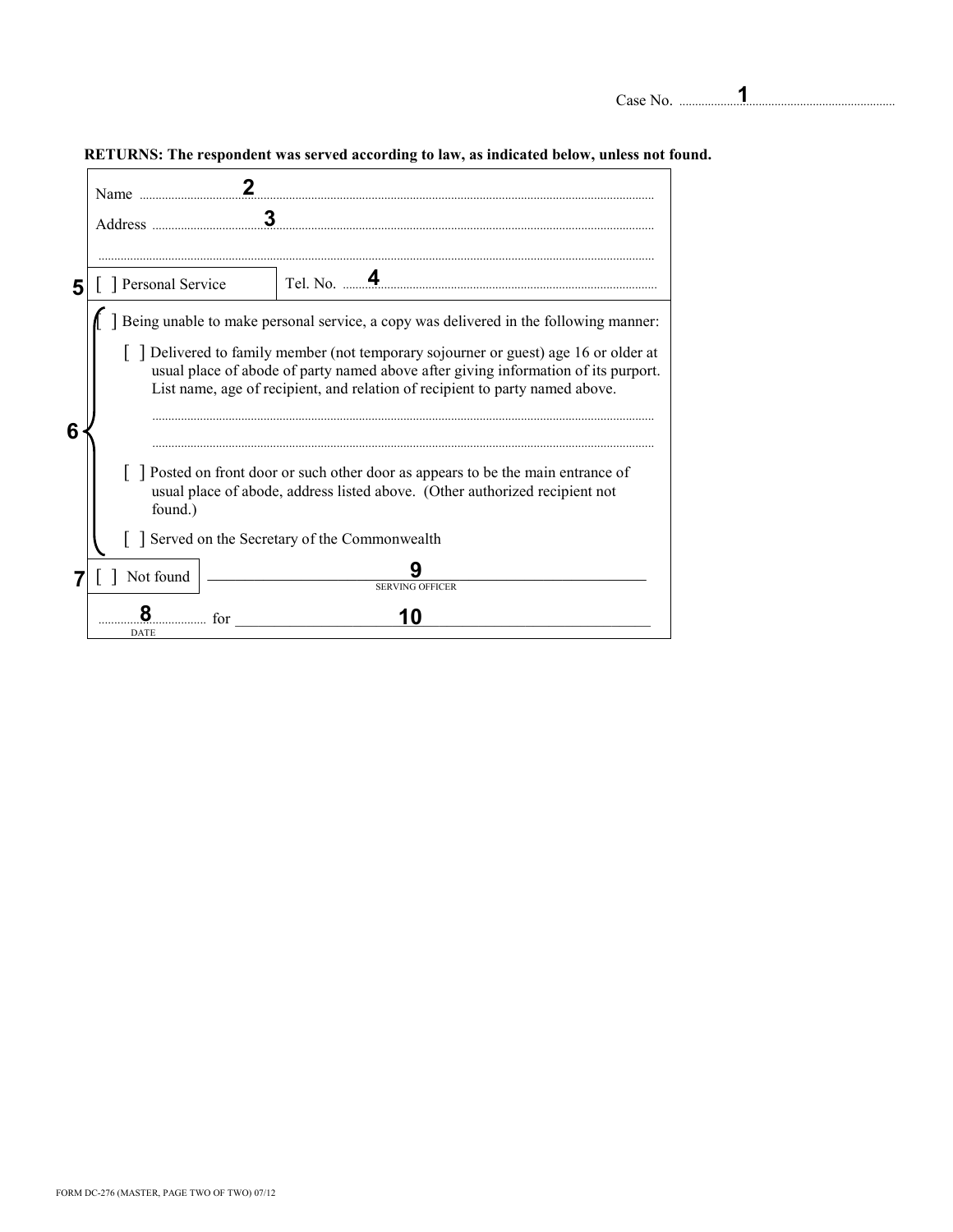Case No. ..........1..........

**RETURNS: The respondent was served according to law, as indicated below, unless not found.**

Name ..........2..........

Address ..........3..........

..........

5 [ ] Personal Service    Tel. No. ..........4..........

6 [ ] Being unable to make personal service, a copy was delivered in the following manner:

[ ] Delivered to family member (not temporary sojourner or guest) age 16 or older at usual place of abode of party named above after giving information of its purport. List name, age of recipient, and relation of recipient to party named above.

..........

..........

[ ] Posted on front door or such other door as appears to be the main entrance of usual place of abode, address listed above. (Other authorized recipient not found.)

[ ] Served on the Secretary of the Commonwealth

7 [ ] Not found    ____________9____________
SERVING OFFICER

..........8.......... for ____________10____________
DATE

FORM DC-276 (MASTER, PAGE TWO OF TWO) 07/12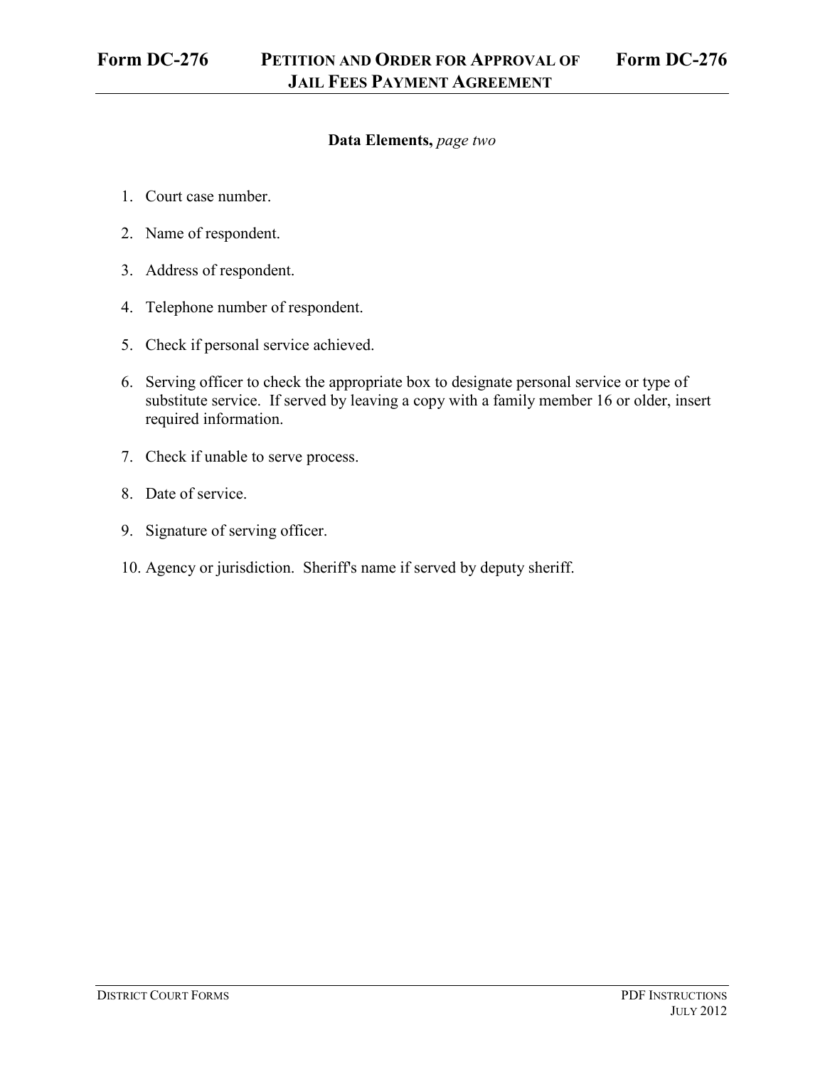**Data Elements,** *page two*

1. Court case number.
2. Name of respondent.
3. Address of respondent.
4. Telephone number of respondent.
5. Check if personal service achieved.
6. Serving officer to check the appropriate box to designate personal service or type of substitute service. If served by leaving a copy with a family member 16 or older, insert required information.
7. Check if unable to serve process.
8. Date of service.
9. Signature of serving officer.
10. Agency or jurisdiction. Sheriff's name if served by deputy sheriff.